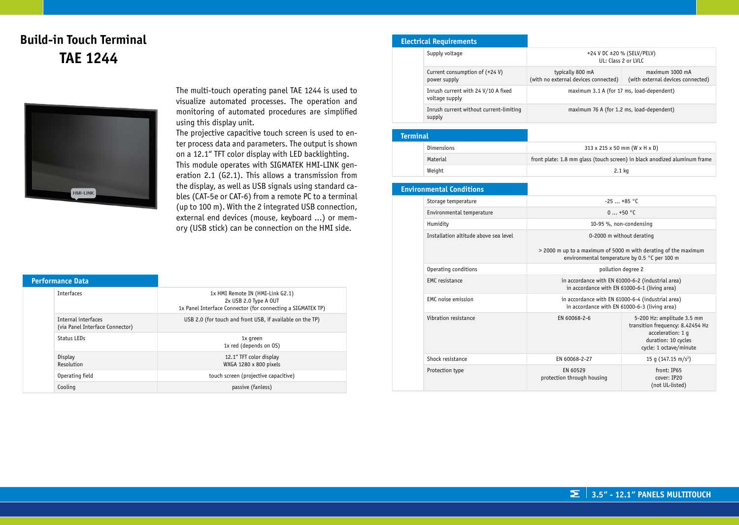# Build-in Touch Terminal

## TAE 1244

The multi-touch operating panel TAE 1244 is used to visualize automated processes. The operation and monitoring of automated procedures are simplified using this display unit.

The projective capacitive touch screen is used to enter process data and parameters. The output is shown on a 12.1" TFT color display with LED backlighting. This module operates with SIGMATEK HMI-LINK generation 2.1 (G2.1). This allows a transmission from the display, as well as USB signals using standard cables (CAT-5e or CAT-6) from a remote PC to a terminal (up to 100 m). With the 2 integrated USB connection, external end devices (mouse, keyboard ...) or memory (USB stick) can be connection on the HMI side.

### Performance Data

| | |
|---|---|
| Interfaces | 1x HMI Remote IN (HMI-Link G2.1)<br>2x USB 2.0 Type A OUT<br>1x Panel Interface Connector (for connecting a SIGMATEK TP) |
| Internal interfaces<br>(via Panel Interface Connector) | USB 2.0 (for touch and front USB, if available on the TP) |
| Status LEDs | 1x green<br>1x red (depends on OS) |
| Display<br>Resolution | 12.1" TFT color display<br>WXGA 1280 x 800 pixels |
| Operating field | touch screen (projective capacitive) |
| Cooling | passive (fanless) |

### Electrical Requirements

| | | |
|---|---|---|
| Supply voltage | +24 V DC ±20 % (SELV/PELV)<br>UL: Class 2 or LVLC | |
| Current consumption (+24 V) power supply | typically 800 mA<br>(with no external devices connected) | maximum 1000 mA<br>(with external devices connected) |
| Inrush current with 24 V/10 A fixed voltage supply | maximum 3.1 A (for 17 ms, load-dependent) | |
| Inrush current without current-limiting supply | maximum 76 A (for 1.2 ms, load-dependent) | |

### Terminal

| | |
|---|---|
| Dimensions | 313 x 215 x 50 mm (W x H x D) |
| Material | front plate: 1.8 mm glass (touch screen) in black anodized aluminum frame |
| Weight | 2.1 kg |

### Environmental Conditions

| | | |
|---|---|---|
| Storage temperature | -25 ... +85 °C | |
| Environmental temperature | 0 ... +50 °C | |
| Humidity | 10-95 %, non-condensing | |
| Installation altitude above sea level | 0-2000 m without derating<br><br>> 2000 m up to a maximum of 5000 m with derating of the maximum environmental temperature by 0.5 °C per 100 m | |
| Operating conditions | pollution degree 2 | |
| EMC resistance | in accordance with EN 61000-6-2 (industrial area)<br>in accordance with EN 61000-6-1 (living area) | |
| EMC noise emission | in accordance with EN 61000-6-4 (industrial area)<br>in accordance with EN 61000-6-3 (living area) | |
| Vibration resistance | EN 60068-2-6 | 5-200 Hz: amplitude 3.5 mm<br>transition frequency: 8.42454 Hz<br>acceleration: 1 g<br>duration: 10 cycles<br>cycle: 1 octave/minute |
| Shock resistance | EN 60068-2-27 | 15 g (147.15 $m/s^2$) |
| Protection type | EN 60529<br>protection through housing | front: IP65<br>cover: IP20<br>(not UL-listed) |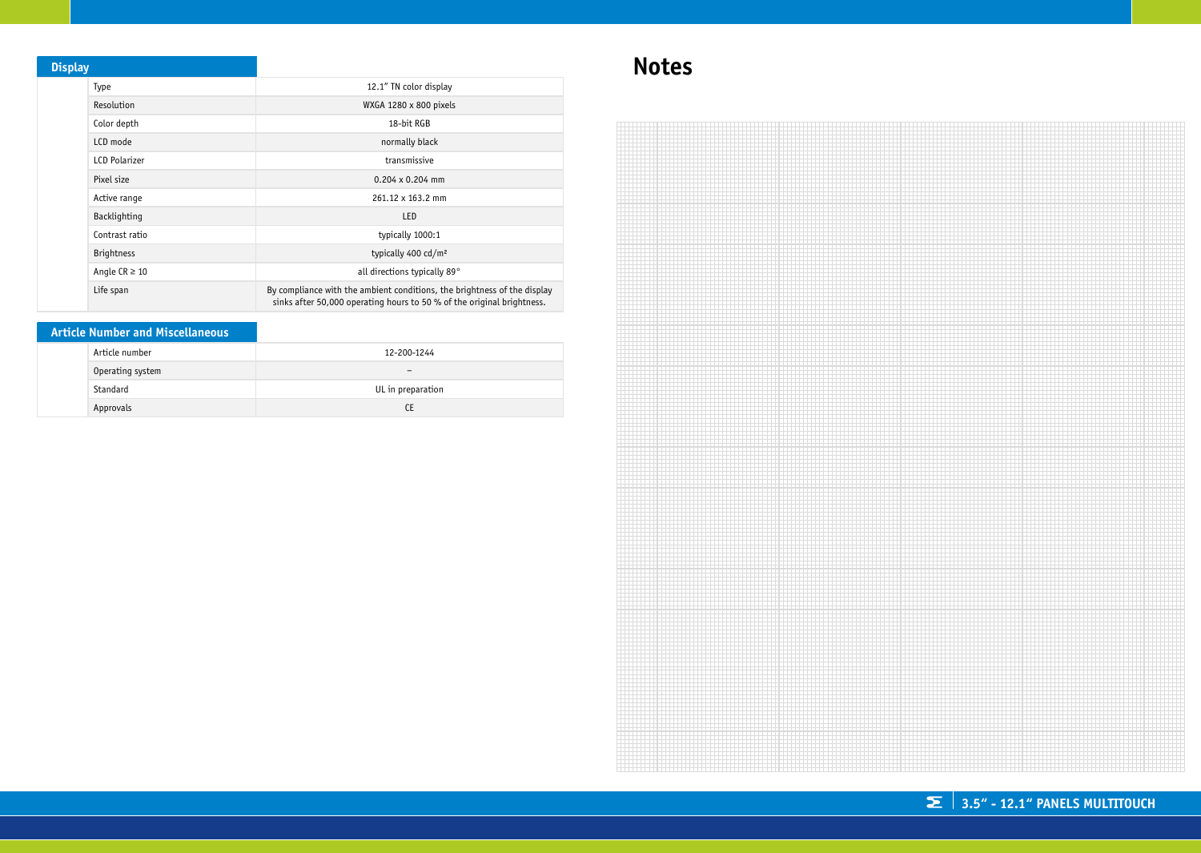## Display

| | |
|---|---|
| Type | 12.1" TN color display |
| Resolution | WXGA 1280 x 800 pixels |
| Color depth | 18-bit RGB |
| LCD mode | normally black |
| LCD Polarizer | transmissive |
| Pixel size | 0.204 x 0.204 mm |
| Active range | 261.12 x 163.2 mm |
| Backlighting | LED |
| Contrast ratio | typically 1000:1 |
| Brightness | typically 400 cd/m² |
| Angle CR ≥ 10 | all directions typically 89° |
| Life span | By compliance with the ambient conditions, the brightness of the display sinks after 50,000 operating hours to 50 % of the original brightness. |

## Article Number and Miscellaneous

| | |
|---|---|
| Article number | 12-200-1244 |
| Operating system | – |
| Standard | UL in preparation |
| Approvals | CE |

# Notes